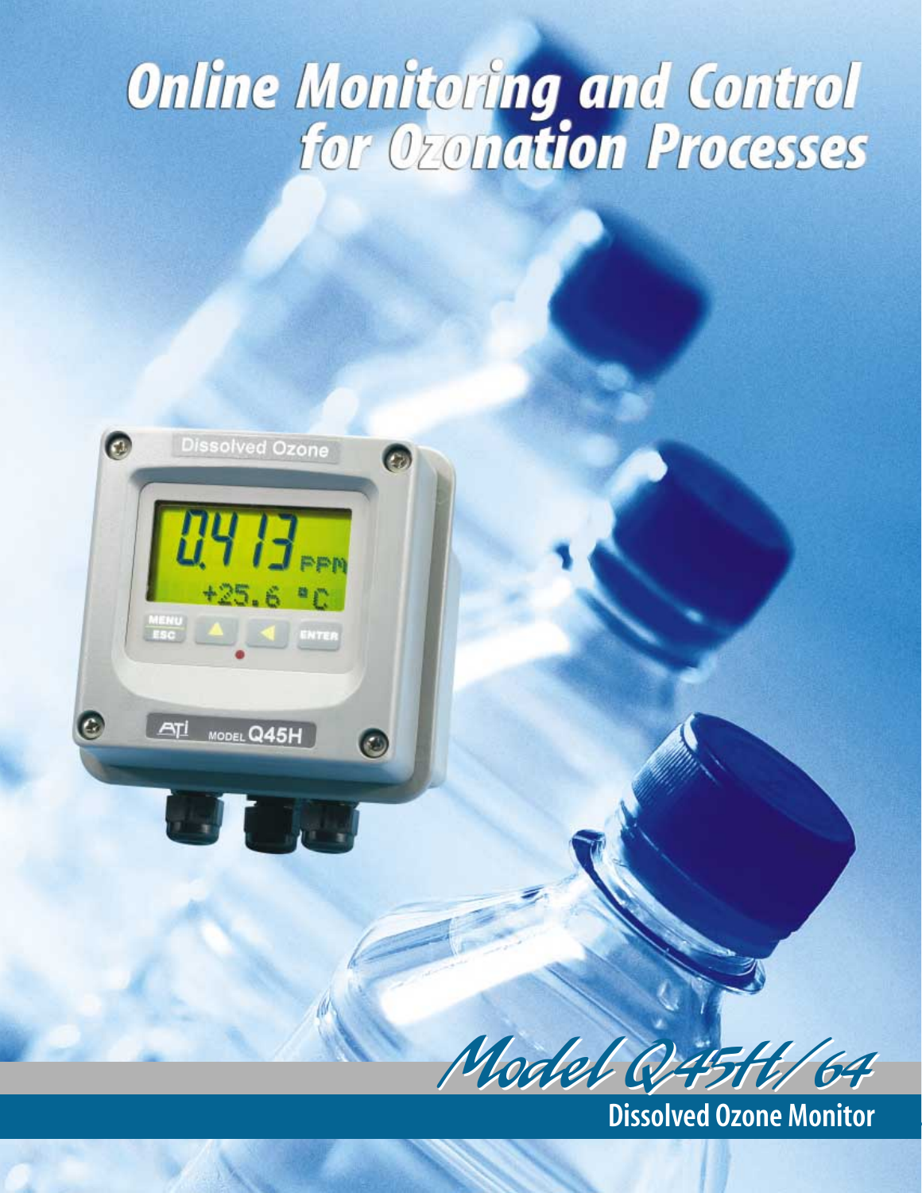# Online Monitoring and Control for Ozonation Processes

*Model Q45H/64*

**Dissolved Ozone Monitor**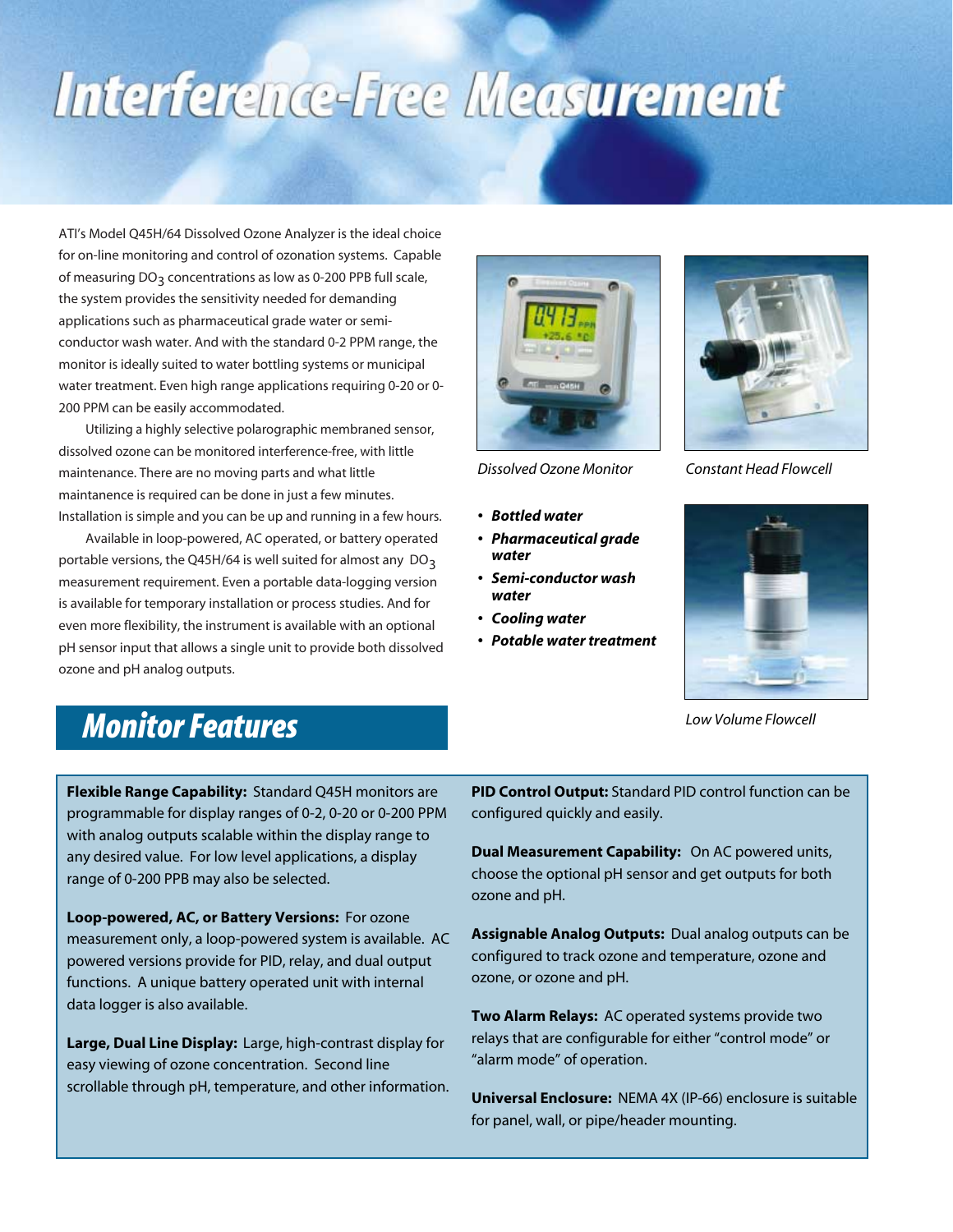# Interference-Free Measurement

ATI's Model Q45H/64 Dissolved Ozone Analyzer is the ideal choice for on-line monitoring and control of ozonation systems. Capable of measuring $DO_3$ concentrations as low as 0-200 PPB full scale, the system provides the sensitivity needed for demanding applications such as pharmaceutical grade water or semi-conductor wash water. And with the standard 0-2 PPM range, the monitor is ideally suited to water bottling systems or municipal water treatment. Even high range applications requiring 0-20 or 0-200 PPM can be easily accommodated.

Utilizing a highly selective polarographic membraned sensor, dissolved ozone can be monitored interference-free, with little maintenance. There are no moving parts and what little maintanence is required can be done in just a few minutes. Installation is simple and you can be up and running in a few hours.

Available in loop-powered, AC operated, or battery operated portable versions, the Q45H/64 is well suited for almost any $DO_3$ measurement requirement. Even a portable data-logging version is available for temporary installation or process studies. And for even more flexibility, the instrument is available with an optional pH sensor input that allows a single unit to provide both dissolved ozone and pH analog outputs.

*Dissolved Ozone Monitor*

*Constant Head Flowcell*

- ***Bottled water***
- ***Pharmaceutical grade water***
- ***Semi-conductor wash water***
- ***Cooling water***
- ***Potable water treatment***

*Low Volume Flowcell*

## Monitor Features

**Flexible Range Capability:** Standard Q45H monitors are programmable for display ranges of 0-2, 0-20 or 0-200 PPM with analog outputs scalable within the display range to any desired value. For low level applications, a display range of 0-200 PPB may also be selected.

**Loop-powered, AC, or Battery Versions:** For ozone measurement only, a loop-powered system is available. AC powered versions provide for PID, relay, and dual output functions. A unique battery operated unit with internal data logger is also available.

**Large, Dual Line Display:** Large, high-contrast display for easy viewing of ozone concentration. Second line scrollable through pH, temperature, and other information.

**PID Control Output:** Standard PID control function can be configured quickly and easily.

**Dual Measurement Capability:** On AC powered units, choose the optional pH sensor and get outputs for both ozone and pH.

**Assignable Analog Outputs:** Dual analog outputs can be configured to track ozone and temperature, ozone and ozone, or ozone and pH.

**Two Alarm Relays:** AC operated systems provide two relays that are configurable for either "control mode" or "alarm mode" of operation.

**Universal Enclosure:** NEMA 4X (IP-66) enclosure is suitable for panel, wall, or pipe/header mounting.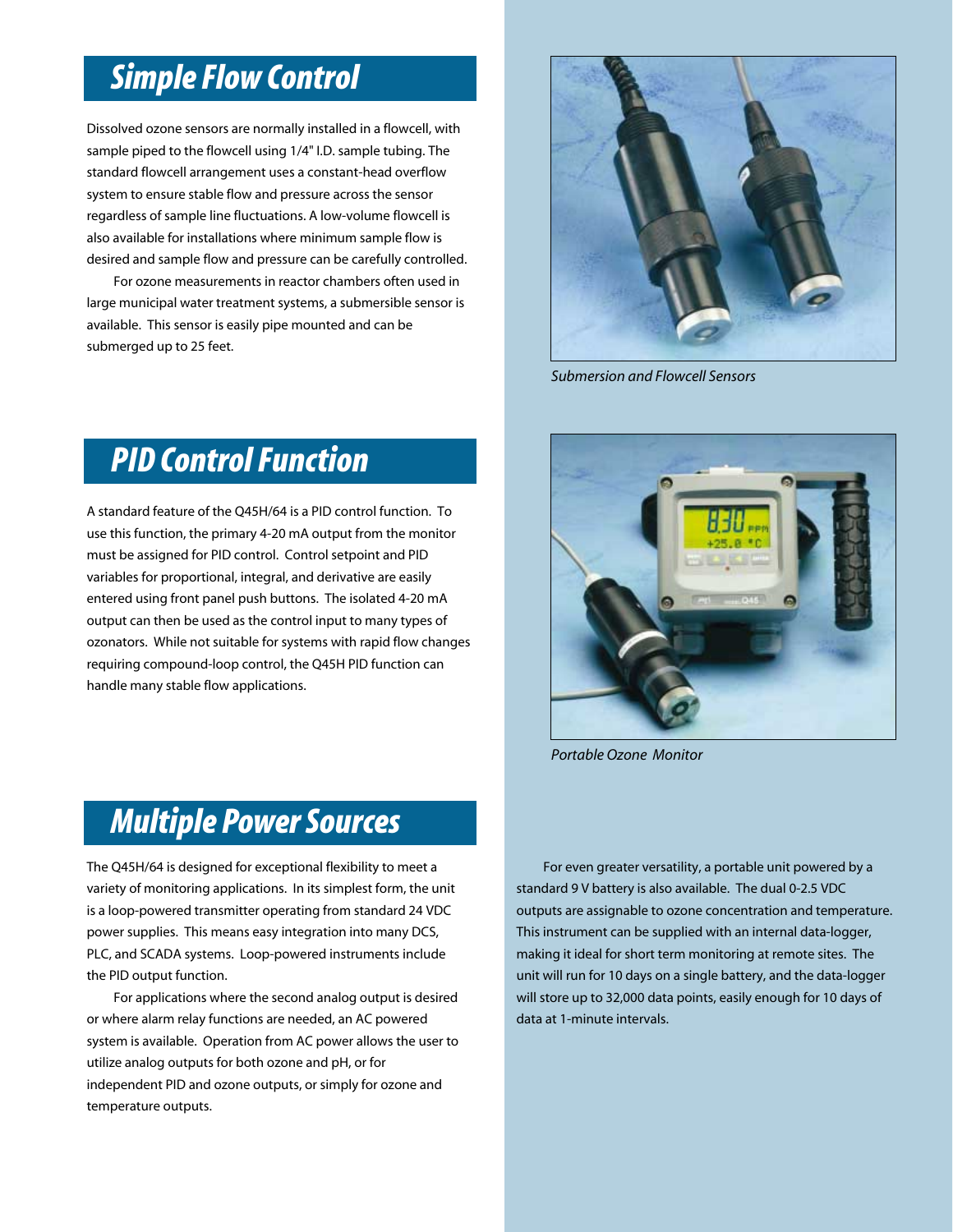## Simple Flow Control

Dissolved ozone sensors are normally installed in a flowcell, with sample piped to the flowcell using 1/4" I.D. sample tubing. The standard flowcell arrangement uses a constant-head overflow system to ensure stable flow and pressure across the sensor regardless of sample line fluctuations. A low-volume flowcell is also available for installations where minimum sample flow is desired and sample flow and pressure can be carefully controlled.

For ozone measurements in reactor chambers often used in large municipal water treatment systems, a submersible sensor is available. This sensor is easily pipe mounted and can be submerged up to 25 feet.

*Submersion and Flowcell Sensors*

## PID Control Function

A standard feature of the Q45H/64 is a PID control function. To use this function, the primary 4-20 mA output from the monitor must be assigned for PID control. Control setpoint and PID variables for proportional, integral, and derivative are easily entered using front panel push buttons. The isolated 4-20 mA output can then be used as the control input to many types of ozonators. While not suitable for systems with rapid flow changes requiring compound-loop control, the Q45H PID function can handle many stable flow applications.

*Portable Ozone Monitor*

## Multiple Power Sources

The Q45H/64 is designed for exceptional flexibility to meet a variety of monitoring applications. In its simplest form, the unit is a loop-powered transmitter operating from standard 24 VDC power supplies. This means easy integration into many DCS, PLC, and SCADA systems. Loop-powered instruments include the PID output function.

For applications where the second analog output is desired or where alarm relay functions are needed, an AC powered system is available. Operation from AC power allows the user to utilize analog outputs for both ozone and pH, or for independent PID and ozone outputs, or simply for ozone and temperature outputs.

For even greater versatility, a portable unit powered by a standard 9 V battery is also available. The dual 0-2.5 VDC outputs are assignable to ozone concentration and temperature. This instrument can be supplied with an internal data-logger, making it ideal for short term monitoring at remote sites. The unit will run for 10 days on a single battery, and the data-logger will store up to 32,000 data points, easily enough for 10 days of data at 1-minute intervals.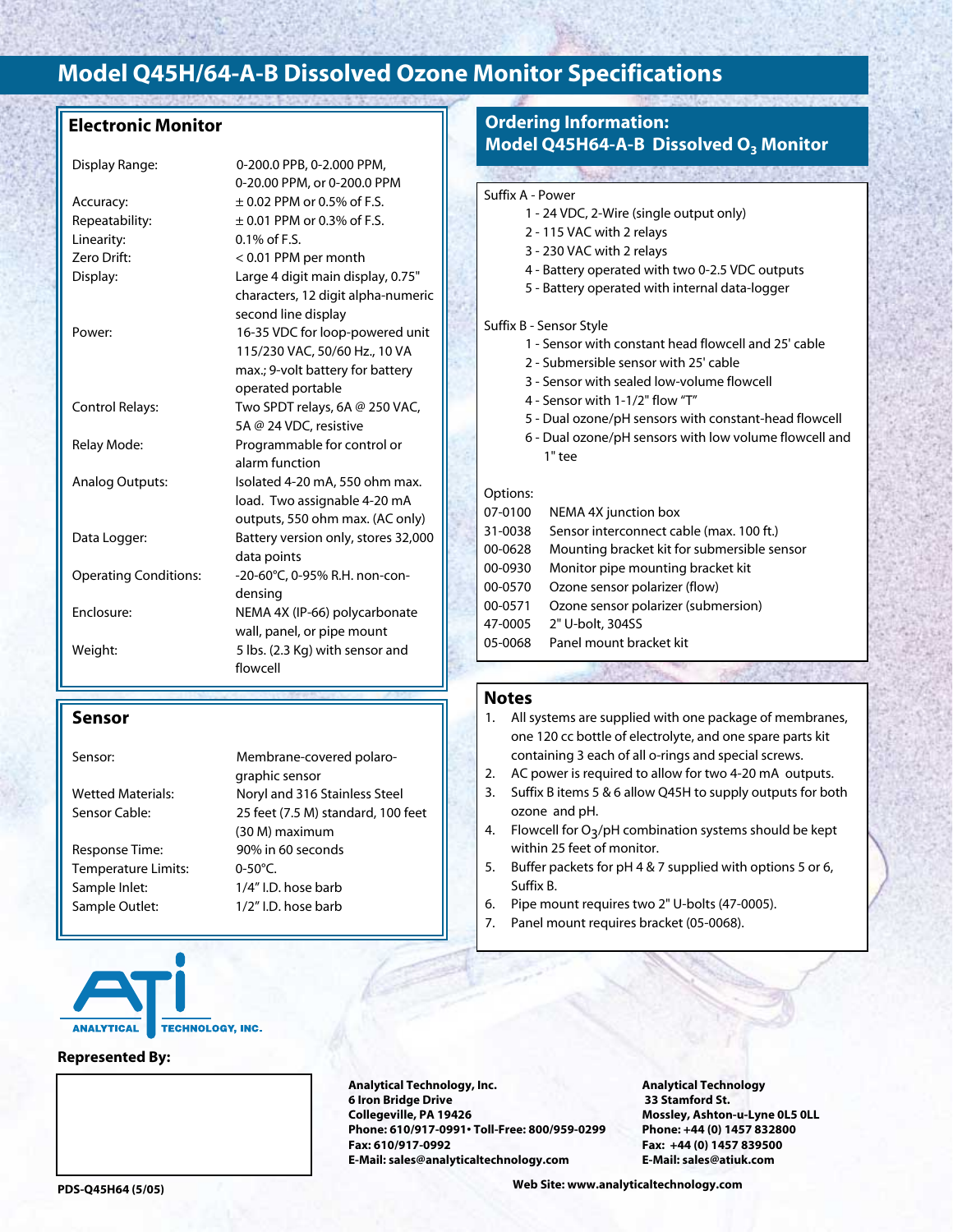# Model Q45H/64-A-B Dissolved Ozone Monitor Specifications

## Electronic Monitor

| | |
|---|---|
| Display Range: | 0-200.0 PPB, 0-2.000 PPM, 0-20.00 PPM, or 0-200.0 PPM |
| Accuracy: | ± 0.02 PPM or 0.5% of F.S. |
| Repeatability: | ± 0.01 PPM or 0.3% of F.S. |
| Linearity: | 0.1% of F.S. |
| Zero Drift: | < 0.01 PPM per month |
| Display: | Large 4 digit main display, 0.75" characters, 12 digit alpha-numeric second line display |
| Power: | 16-35 VDC for loop-powered unit 115/230 VAC, 50/60 Hz., 10 VA max.; 9-volt battery for battery operated portable |
| Control Relays: | Two SPDT relays, 6A @ 250 VAC, 5A @ 24 VDC, resistive |
| Relay Mode: | Programmable for control or alarm function |
| Analog Outputs: | Isolated 4-20 mA, 550 ohm max. load. Two assignable 4-20 mA outputs, 550 ohm max. (AC only) |
| Data Logger: | Battery version only, stores 32,000 data points |
| Operating Conditions: | -20-60°C, 0-95% R.H. non-condensing |
| Enclosure: | NEMA 4X (IP-66) polycarbonate wall, panel, or pipe mount |
| Weight: | 5 lbs. (2.3 Kg) with sensor and flowcell |

## Sensor

| | |
|---|---|
| Sensor: | Membrane-covered polarographic sensor |
| Wetted Materials: | Noryl and 316 Stainless Steel |
| Sensor Cable: | 25 feet (7.5 M) standard, 100 feet (30 M) maximum |
| Response Time: | 90% in 60 seconds |
| Temperature Limits: | 0-50°C. |
| Sample Inlet: | 1/4" I.D. hose barb |
| Sample Outlet: | 1/2" I.D. hose barb |

## Ordering Information: Model Q45H64-A-B Dissolved $O_3$ Monitor

Suffix A - Power

- 1 - 24 VDC, 2-Wire (single output only)
- 2 - 115 VAC with 2 relays
- 3 - 230 VAC with 2 relays
- 4 - Battery operated with two 0-2.5 VDC outputs
- 5 - Battery operated with internal data-logger

Suffix B - Sensor Style

- 1 - Sensor with constant head flowcell and 25' cable
- 2 - Submersible sensor with 25' cable
- 3 - Sensor with sealed low-volume flowcell
- 4 - Sensor with 1-1/2" flow "T"
- 5 - Dual ozone/pH sensors with constant-head flowcell
- 6 - Dual ozone/pH sensors with low volume flowcell and 1" tee

Options:

| | |
|---|---|
| 07-0100 | NEMA 4X junction box |
| 31-0038 | Sensor interconnect cable (max. 100 ft.) |
| 00-0628 | Mounting bracket kit for submersible sensor |
| 00-0930 | Monitor pipe mounting bracket kit |
| 00-0570 | Ozone sensor polarizer (flow) |
| 00-0571 | Ozone sensor polarizer (submersion) |
| 47-0005 | 2" U-bolt, 304SS |
| 05-0068 | Panel mount bracket kit |

## Notes

1. All systems are supplied with one package of membranes, one 120 cc bottle of electrolyte, and one spare parts kit containing 3 each of all o-rings and special screws.
2. AC power is required to allow for two 4-20 mA outputs.
3. Suffix B items 5 & 6 allow Q45H to supply outputs for both ozone and pH.
4. Flowcell for $O_3$/pH combination systems should be kept within 25 feet of monitor.
5. Buffer packets for pH 4 & 7 supplied with options 5 or 6, Suffix B.
6. Pipe mount requires two 2" U-bolts (47-0005).
7. Panel mount requires bracket (05-0068).

ANALYTICAL TECHNOLOGY, INC.

**Represented By:**

**Analytical Technology, Inc.**
**6 Iron Bridge Drive**
**Collegeville, PA 19426**
**Phone: 610/917-0991• Toll-Free: 800/959-0299**
**Fax: 610/917-0992**
**E-Mail: sales@analyticaltechnology.com**

**Analytical Technology**
**33 Stamford St.**
**Mossley, Ashton-u-Lyne 0L5 0LL**
**Phone: +44 (0) 1457 832800**
**Fax: +44 (0) 1457 839500**
**E-Mail: sales@atiuk.com**

**Web Site: www.analyticaltechnology.com**

**PDS-Q45H64 (5/05)**